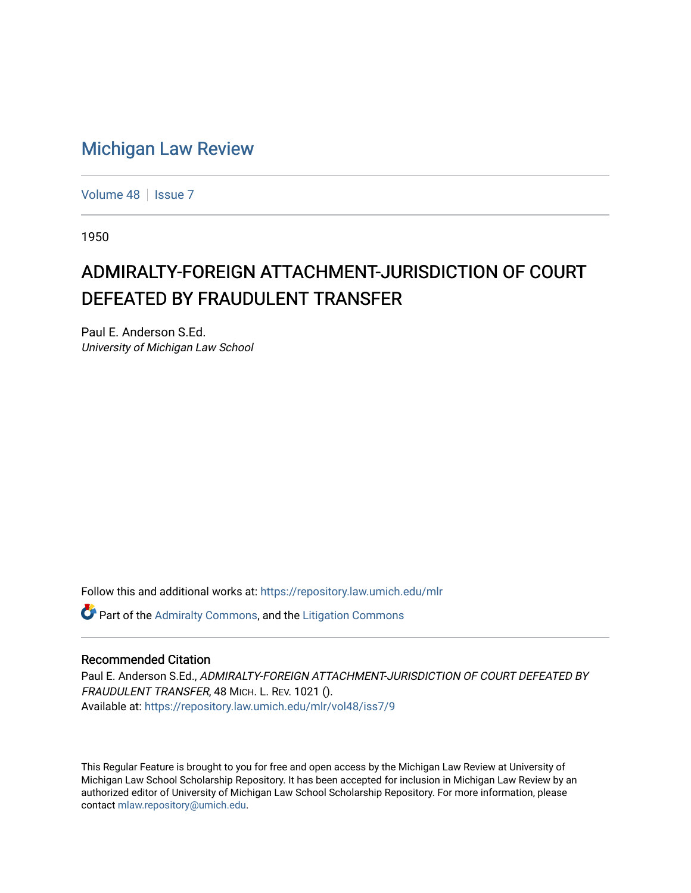# Michigan Law Review

Volume 48 | Issue 7

1950

## ADMIRALTY-FOREIGN ATTACHMENT-JURISDICTION OF COURT DEFEATED BY FRAUDULENT TRANSFER

Paul E. Anderson S.Ed.
*University of Michigan Law School*

Follow this and additional works at: https://repository.law.umich.edu/mlr

Part of the Admiralty Commons, and the Litigation Commons

### Recommended Citation

Paul E. Anderson S.Ed., *ADMIRALTY-FOREIGN ATTACHMENT-JURISDICTION OF COURT DEFEATED BY FRAUDULENT TRANSFER*, 48 MICH. L. REV. 1021 ().
Available at: https://repository.law.umich.edu/mlr/vol48/iss7/9

This Regular Feature is brought to you for free and open access by the Michigan Law Review at University of Michigan Law School Scholarship Repository. It has been accepted for inclusion in Michigan Law Review by an authorized editor of University of Michigan Law School Scholarship Repository. For more information, please contact mlaw.repository@umich.edu.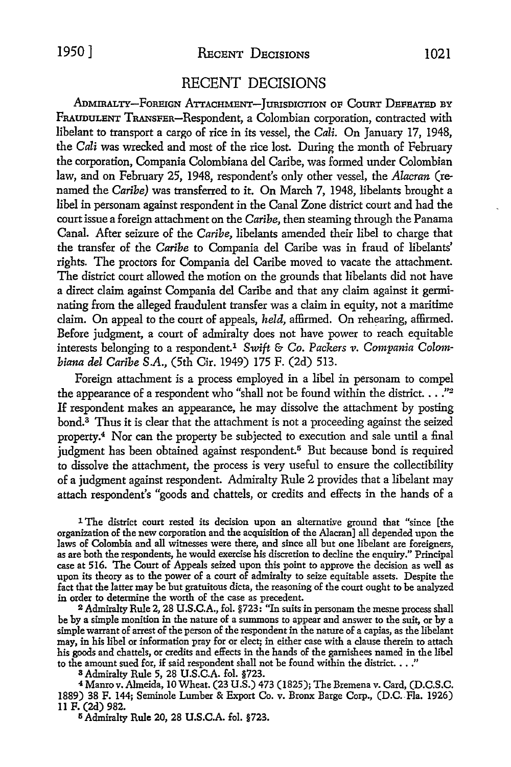# RECENT DECISIONS

ADMIRALTY—FOREIGN ATTACHMENT—JURISDICTION OF COURT DEFEATED BY FRAUDULENT TRANSFER—Respondent, a Colombian corporation, contracted with libelant to transport a cargo of rice in its vessel, the *Cali*. On January 17, 1948, the *Cali* was wrecked and most of the rice lost. During the month of February the corporation, Compania Colombiana del Caribe, was formed under Colombian law, and on February 25, 1948, respondent's only other vessel, the *Alacran* (renamed the *Caribe*) was transferred to it. On March 7, 1948, libelants brought a libel in personam against respondent in the Canal Zone district court and had the court issue a foreign attachment on the *Caribe*, then steaming through the Panama Canal. After seizure of the *Caribe*, libelants amended their libel to charge that the transfer of the *Caribe* to Compania del Caribe was in fraud of libelants' rights. The proctors for Compania del Caribe moved to vacate the attachment. The district court allowed the motion on the grounds that libelants did not have a direct claim against Compania del Caribe and that any claim against it germinating from the alleged fraudulent transfer was a claim in equity, not a maritime claim. On appeal to the court of appeals, *held*, affirmed. On rehearing, affirmed. Before judgment, a court of admiralty does not have power to reach equitable interests belonging to a respondent.[1] *Swift & Co. Packers v. Compania Colombiana del Caribe S.A.*, (5th Cir. 1949) 175 F. (2d) 513.

Foreign attachment is a process employed in a libel in personam to compel the appearance of a respondent who "shall not be found within the district. . . ."[2] If respondent makes an appearance, he may dissolve the attachment by posting bond.[3] Thus it is clear that the attachment is not a proceeding against the seized property.[4] Nor can the property be subjected to execution and sale until a final judgment has been obtained against respondent.[5] But because bond is required to dissolve the attachment, the process is very useful to ensure the collectibility of a judgment against respondent. Admiralty Rule 2 provides that a libelant may attach respondent's "goods and chattels, or credits and effects in the hands of a

---

[1] The district court rested its decision upon an alternative ground that "since [the organization of the new corporation and the acquisition of the Alacran] all depended upon the laws of Colombia and all witnesses were there, and since all but one libelant are foreigners, as are both the respondents, he would exercise his discretion to decline the enquiry." Principal case at 516. The Court of Appeals seized upon this point to approve the decision as well as upon its theory as to the power of a court of admiralty to seize equitable assets. Despite the fact that the latter may be but gratuitous dicta, the reasoning of the court ought to be analyzed in order to determine the worth of the case as precedent.

[2] Admiralty Rule 2, 28 U.S.C.A., fol. §723: "In suits in personam the mesne process shall be by a simple monition in the nature of a summons to appear and answer to the suit, or by a simple warrant of arrest of the person of the respondent in the nature of a capias, as the libelant may, in his libel or information pray for or elect; in either case with a clause therein to attach his goods and chattels, or credits and effects in the hands of the garnishees named in the libel to the amount sued for, if said respondent shall not be found within the district. . . ."

[3] Admiralty Rule 5, 28 U.S.C.A. fol. §723.

[4] Manro v. Almeida, 10 Wheat. (23 U.S.) 473 (1825); The Bremena v. Card, (D.C.S.C. 1889) 38 F. 144; Seminole Lumber & Export Co. v. Bronx Barge Corp., (D.C. Fla. 1926) 11 F. (2d) 982.

[5] Admiralty Rule 20, 28 U.S.C.A. fol. §723.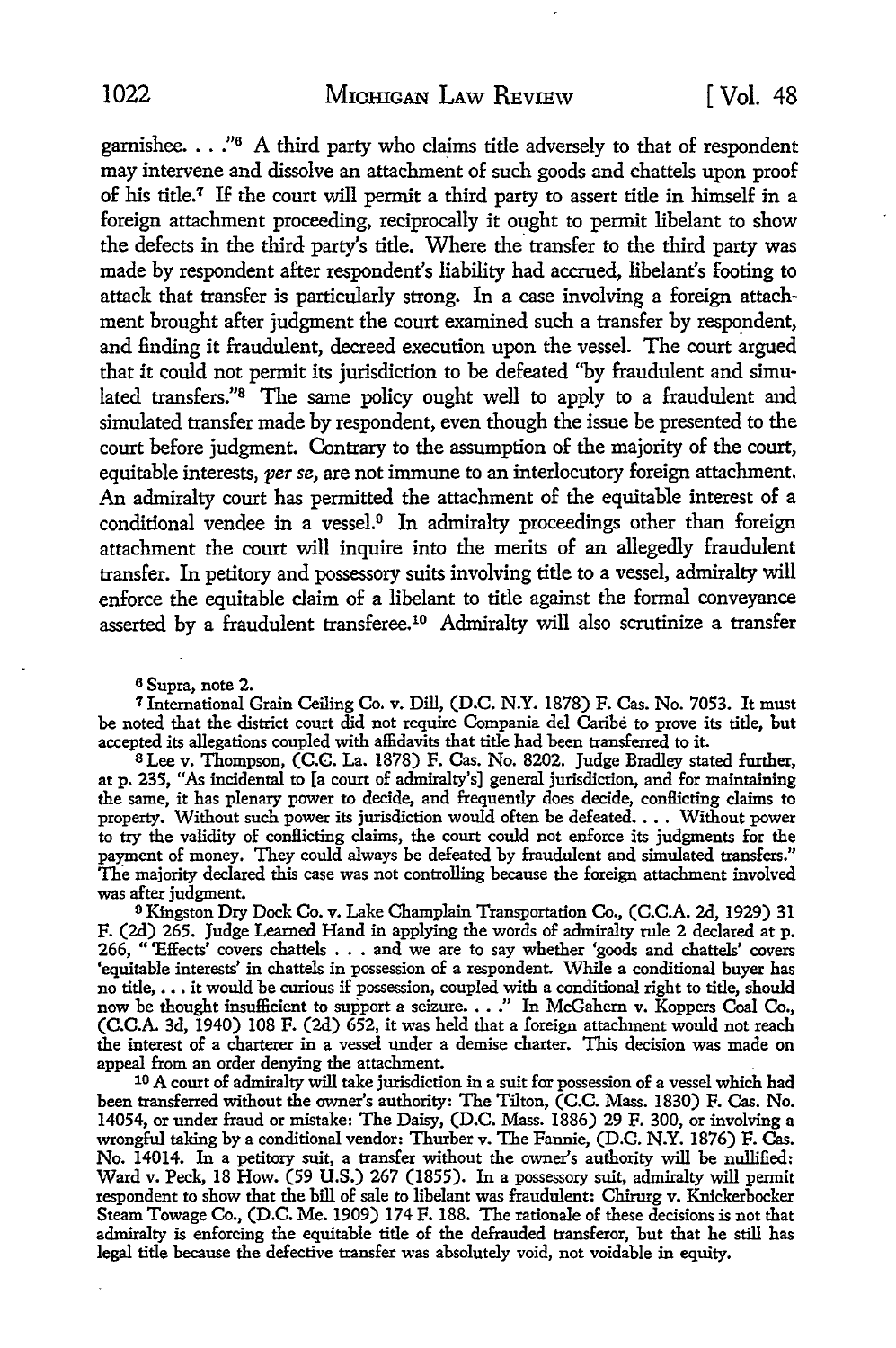garnishee. . . ."[6] A third party who claims title adversely to that of respondent may intervene and dissolve an attachment of such goods and chattels upon proof of his title.[7] If the court will permit a third party to assert title in himself in a foreign attachment proceeding, reciprocally it ought to permit libelant to show the defects in the third party's title. Where the transfer to the third party was made by respondent after respondent's liability had accrued, libelant's footing to attack that transfer is particularly strong. In a case involving a foreign attachment brought after judgment the court examined such a transfer by respondent, and finding it fraudulent, decreed execution upon the vessel. The court argued that it could not permit its jurisdiction to be defeated "by fraudulent and simulated transfers."[8] The same policy ought well to apply to a fraudulent and simulated transfer made by respondent, even though the issue be presented to the court before judgment. Contrary to the assumption of the majority of the court, equitable interests, *per se*, are not immune to an interlocutory foreign attachment. An admiralty court has permitted the attachment of the equitable interest of a conditional vendee in a vessel.[9] In admiralty proceedings other than foreign attachment the court will inquire into the merits of an allegedly fraudulent transfer. In petitory and possessory suits involving title to a vessel, admiralty will enforce the equitable claim of a libelant to title against the formal conveyance asserted by a fraudulent transferee.[10] Admiralty will also scrutinize a transfer

---

[6] Supra, note 2.

[7] International Grain Ceiling Co. v. Dill, (D.C. N.Y. 1878) F. Cas. No. 7053. It must be noted that the district court did not require Compania del Caribé to prove its title, but accepted its allegations coupled with affidavits that title had been transferred to it.

[8] Lee v. Thompson, (C.C. La. 1878) F. Cas. No. 8202. Judge Bradley stated further, at p. 235, "As incidental to [a court of admiralty's] general jurisdiction, and for maintaining the same, it has plenary power to decide, and frequently does decide, conflicting claims to property. Without such power its jurisdiction would often be defeated. . . . Without power to try the validity of conflicting claims, the court could not enforce its judgments for the payment of money. They could always be defeated by fraudulent and simulated transfers." The majority declared this case was not controlling because the foreign attachment involved was after judgment.

[9] Kingston Dry Dock Co. v. Lake Champlain Transportation Co., (C.C.A. 2d, 1929) 31 F. (2d) 265. Judge Learned Hand in applying the words of admiralty rule 2 declared at p. 266, "'Effects' covers chattels . . . and we are to say whether 'goods and chattels' covers 'equitable interests' in chattels in possession of a respondent. While a conditional buyer has no title, . . . it would be curious if possession, coupled with a conditional right to title, should now be thought insufficient to support a seizure. . . ." In McGahern v. Koppers Coal Co., (C.C.A. 3d, 1940) 108 F. (2d) 652, it was held that a foreign attachment would not reach the interest of a charterer in a vessel under a demise charter. This decision was made on appeal from an order denying the attachment.

[10] A court of admiralty will take jurisdiction in a suit for possession of a vessel which had been transferred without the owner's authority: The Tilton, (C.C. Mass. 1830) F. Cas. No. 14054, or under fraud or mistake: The Daisy, (D.C. Mass. 1886) 29 F. 300, or involving a wrongful taking by a conditional vendor: Thurber v. The Fannie, (D.C. N.Y. 1876) F. Cas. No. 14014. In a petitory suit, a transfer without the owner's authority will be nullified: Ward v. Peck, 18 How. (59 U.S.) 267 (1855). In a possessory suit, admiralty will permit respondent to show that the bill of sale to libelant was fraudulent: Chirurg v. Knickerbocker Steam Towage Co., (D.C. Me. 1909) 174 F. 188. The rationale of these decisions is not that admiralty is enforcing the equitable title of the defrauded transferor, but that he still has legal title because the defective transfer was absolutely void, not voidable in equity.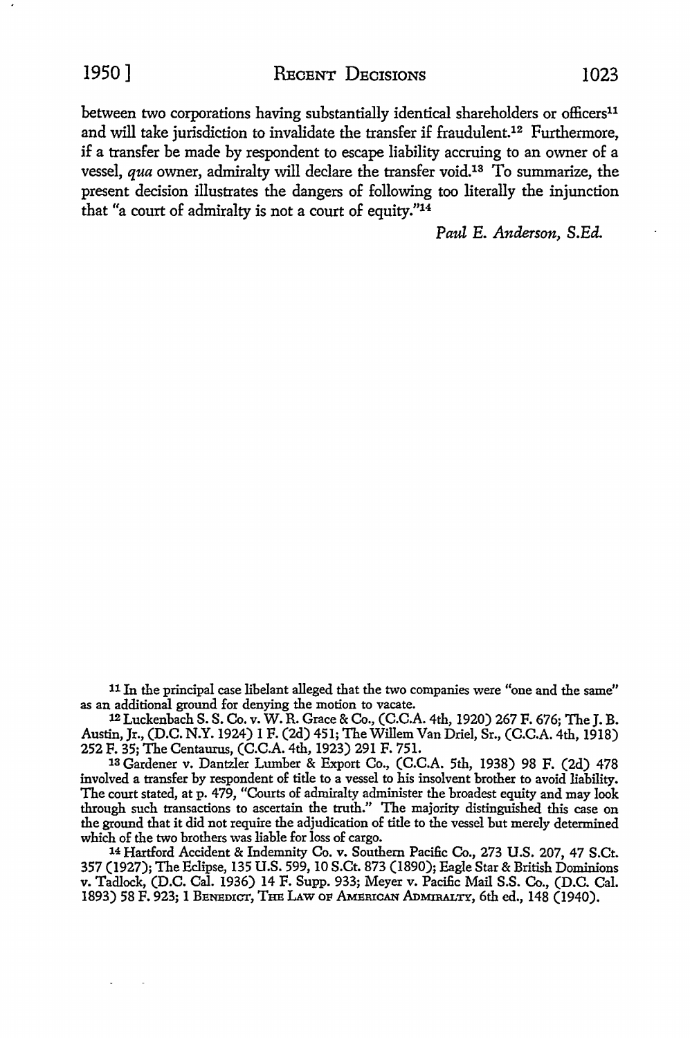between two corporations having substantially identical shareholders or officers[11] and will take jurisdiction to invalidate the transfer if fraudulent.[12] Furthermore, if a transfer be made by respondent to escape liability accruing to an owner of a vessel, *qua* owner, admiralty will declare the transfer void.[13] To summarize, the present decision illustrates the dangers of following too literally the injunction that "a court of admiralty is not a court of equity."[14]

*Paul E. Anderson, S.Ed.*

---

[11] In the principal case libelant alleged that the two companies were "one and the same" as an additional ground for denying the motion to vacate.

[12] Luckenbach S. S. Co. v. W. R. Grace & Co., (C.C.A. 4th, 1920) 267 F. 676; The J. B. Austin, Jr., (D.C. N.Y. 1924) 1 F. (2d) 451; The Willem Van Driel, Sr., (C.C.A. 4th, 1918) 252 F. 35; The Centaurus, (C.C.A. 4th, 1923) 291 F. 751.

[13] Gardener v. Dantzler Lumber & Export Co., (C.C.A. 5th, 1938) 98 F. (2d) 478 involved a transfer by respondent of title to a vessel to his insolvent brother to avoid liability. The court stated, at p. 479, "Courts of admiralty administer the broadest equity and may look through such transactions to ascertain the truth." The majority distinguished this case on the ground that it did not require the adjudication of title to the vessel but merely determined which of the two brothers was liable for loss of cargo.

[14] Hartford Accident & Indemnity Co. v. Southern Pacific Co., 273 U.S. 207, 47 S.Ct. 357 (1927); The Eclipse, 135 U.S. 599, 10 S.Ct. 873 (1890); Eagle Star & British Dominions v. Tadlock, (D.C. Cal. 1936) 14 F. Supp. 933; Meyer v. Pacific Mail S.S. Co., (D.C. Cal. 1893) 58 F. 923; 1 BENEDICT, THE LAW OF AMERICAN ADMIRALTY, 6th ed., 148 (1940).